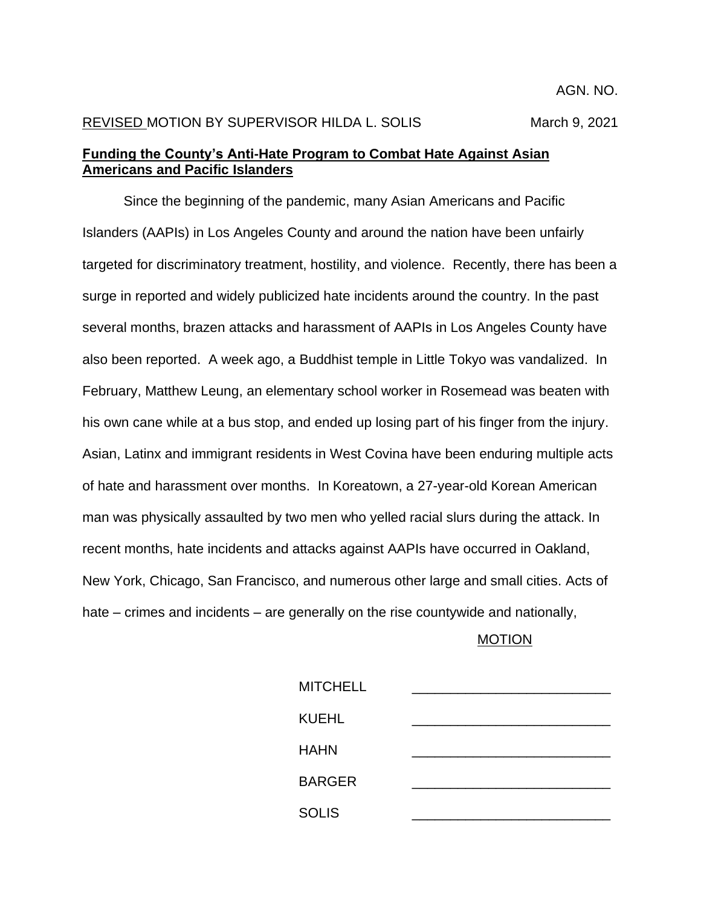AGN. NO.

REVISED MOTION BY SUPERVISOR HILDA L. SOLIS March 9, 2021

**Funding the County's Anti-Hate Program to Combat Hate Against Asian Americans and Pacific Islanders**

Since the beginning of the pandemic, many Asian Americans and Pacific Islanders (AAPIs) in Los Angeles County and around the nation have been unfairly targeted for discriminatory treatment, hostility, and violence. Recently, there has been a surge in reported and widely publicized hate incidents around the country. In the past several months, brazen attacks and harassment of AAPIs in Los Angeles County have also been reported. A week ago, a Buddhist temple in Little Tokyo was vandalized. In February, Matthew Leung, an elementary school worker in Rosemead was beaten with his own cane while at a bus stop, and ended up losing part of his finger from the injury. Asian, Latinx and immigrant residents in West Covina have been enduring multiple acts of hate and harassment over months. In Koreatown, a 27-year-old Korean American man was physically assaulted by two men who yelled racial slurs during the attack. In recent months, hate incidents and attacks against AAPIs have occurred in Oakland, New York, Chicago, San Francisco, and numerous other large and small cities. Acts of hate – crimes and incidents – are generally on the rise countywide and nationally,

MOTION

| | |
|---|---|
| MITCHELL | _________________________ |
| KUEHL | _________________________ |
| HAHN | _________________________ |
| BARGER | _________________________ |
| SOLIS | _________________________ |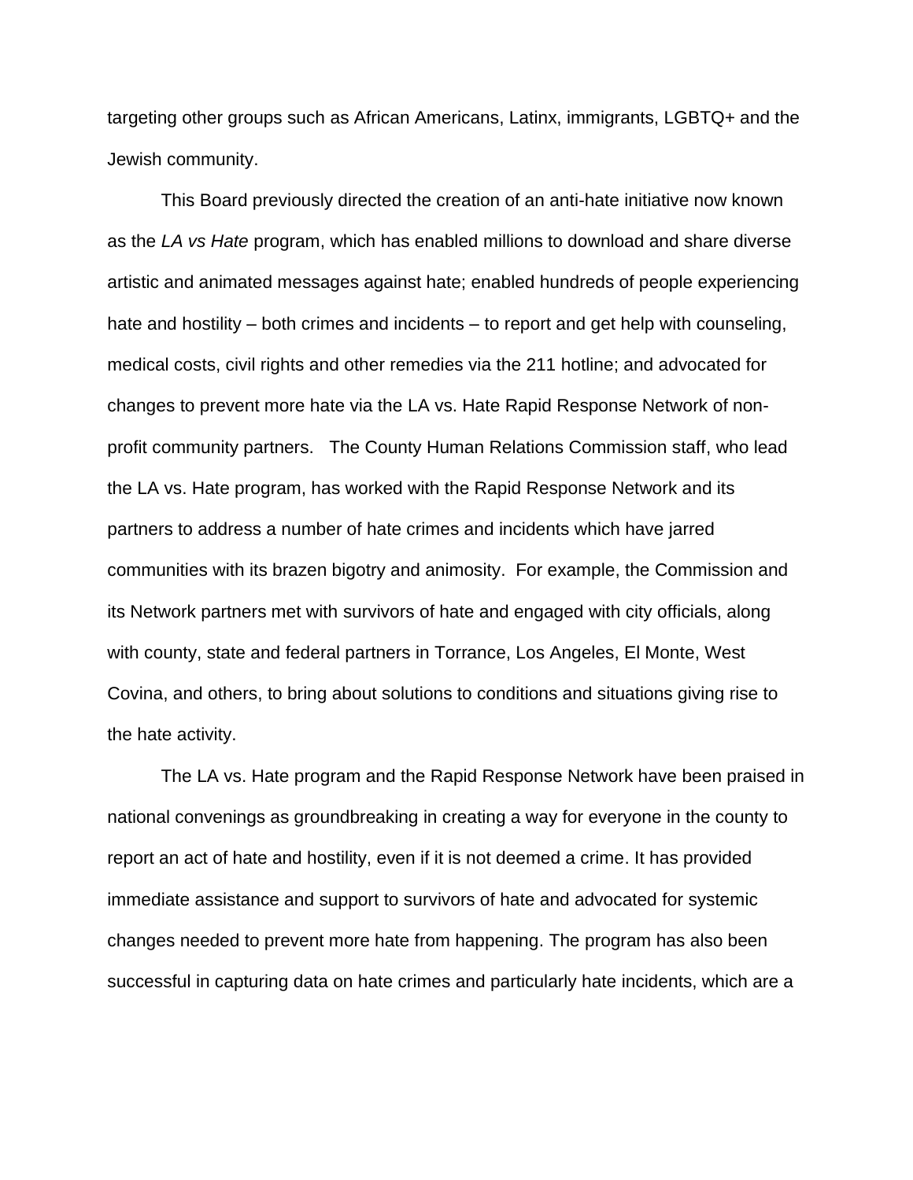targeting other groups such as African Americans, Latinx, immigrants, LGBTQ+ and the Jewish community.

This Board previously directed the creation of an anti-hate initiative now known as the *LA vs Hate* program, which has enabled millions to download and share diverse artistic and animated messages against hate; enabled hundreds of people experiencing hate and hostility – both crimes and incidents – to report and get help with counseling, medical costs, civil rights and other remedies via the 211 hotline; and advocated for changes to prevent more hate via the LA vs. Hate Rapid Response Network of non-profit community partners. The County Human Relations Commission staff, who lead the LA vs. Hate program, has worked with the Rapid Response Network and its partners to address a number of hate crimes and incidents which have jarred communities with its brazen bigotry and animosity. For example, the Commission and its Network partners met with survivors of hate and engaged with city officials, along with county, state and federal partners in Torrance, Los Angeles, El Monte, West Covina, and others, to bring about solutions to conditions and situations giving rise to the hate activity.

The LA vs. Hate program and the Rapid Response Network have been praised in national convenings as groundbreaking in creating a way for everyone in the county to report an act of hate and hostility, even if it is not deemed a crime. It has provided immediate assistance and support to survivors of hate and advocated for systemic changes needed to prevent more hate from happening. The program has also been successful in capturing data on hate crimes and particularly hate incidents, which are a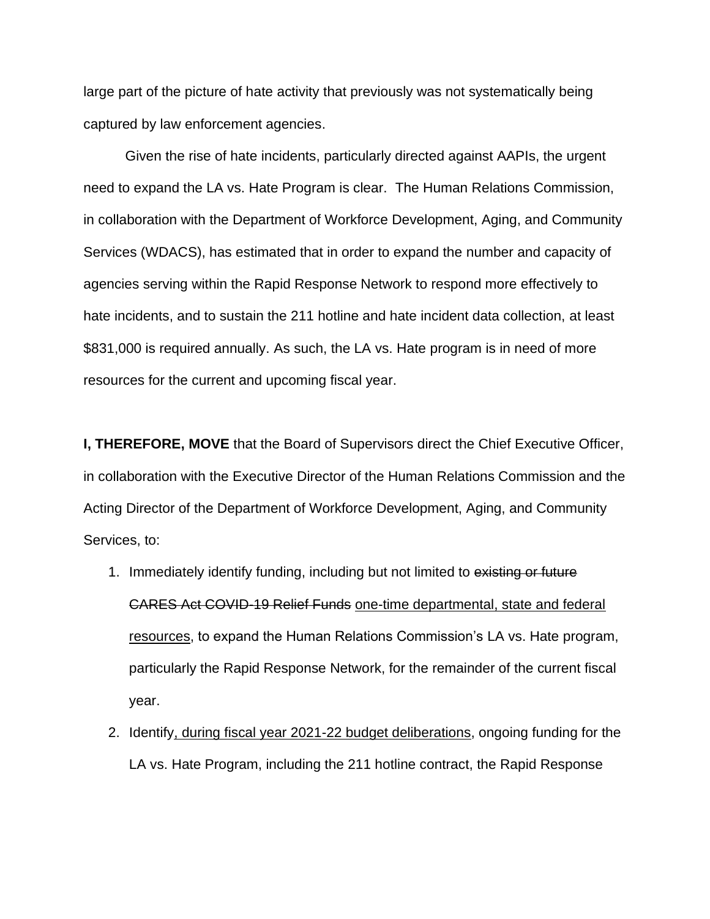large part of the picture of hate activity that previously was not systematically being captured by law enforcement agencies.

Given the rise of hate incidents, particularly directed against AAPIs, the urgent need to expand the LA vs. Hate Program is clear. The Human Relations Commission, in collaboration with the Department of Workforce Development, Aging, and Community Services (WDACS), has estimated that in order to expand the number and capacity of agencies serving within the Rapid Response Network to respond more effectively to hate incidents, and to sustain the 211 hotline and hate incident data collection, at least $831,000 is required annually. As such, the LA vs. Hate program is in need of more resources for the current and upcoming fiscal year.

**I, THEREFORE, MOVE** that the Board of Supervisors direct the Chief Executive Officer, in collaboration with the Executive Director of the Human Relations Commission and the Acting Director of the Department of Workforce Development, Aging, and Community Services, to:

1. Immediately identify funding, including but not limited to ~~existing or future CARES Act COVID-19 Relief Funds~~ <u>one-time departmental, state and federal resources</u>, to expand the Human Relations Commission's LA vs. Hate program, particularly the Rapid Response Network, for the remainder of the current fiscal year.
2. Identify<u>, during fiscal year 2021-22 budget deliberations</u>, ongoing funding for the LA vs. Hate Program, including the 211 hotline contract, the Rapid Response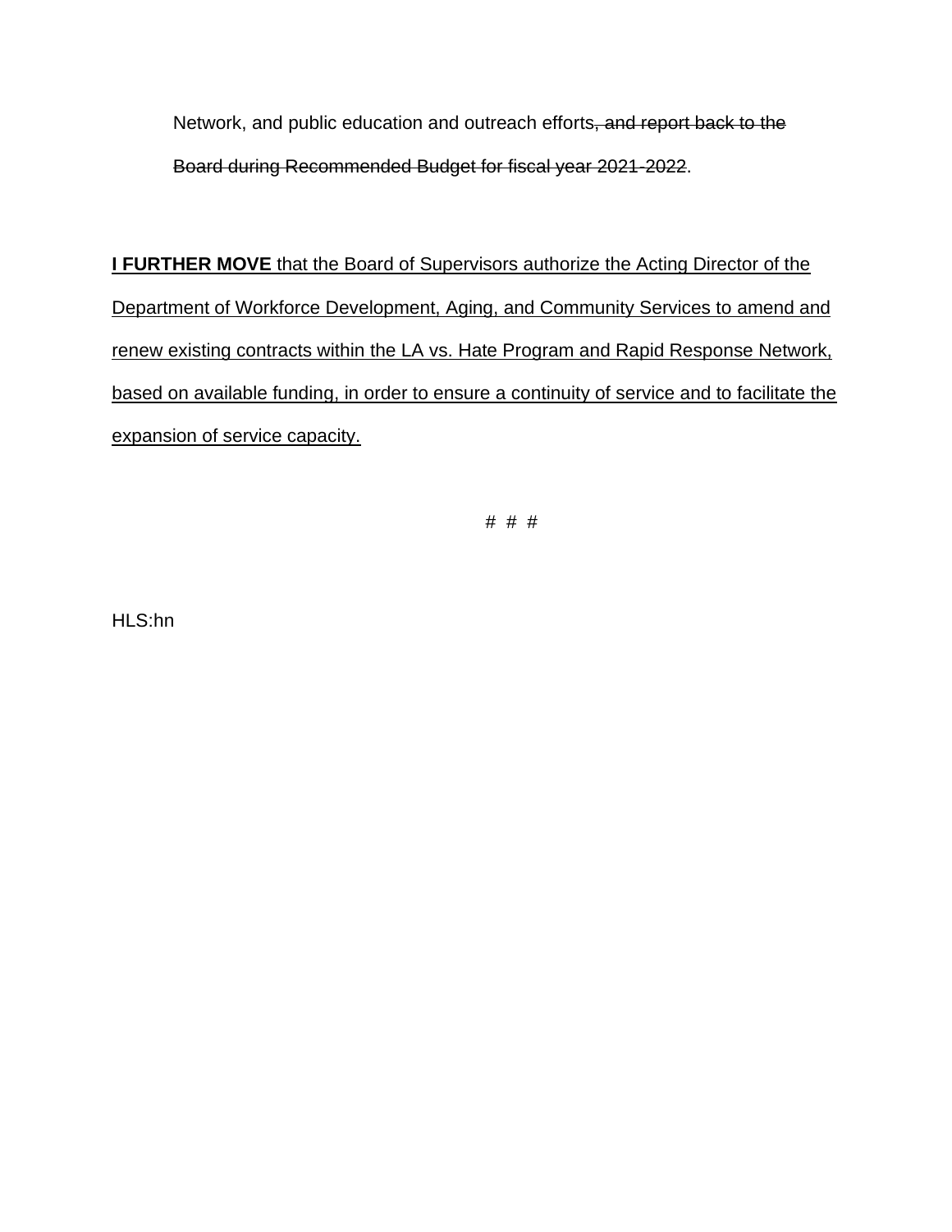Network, and public education and outreach efforts~~, and report back to the Board during Recommended Budget for fiscal year 2021-2022~~.

<u>**I FURTHER MOVE** that the Board of Supervisors authorize the Acting Director of the Department of Workforce Development, Aging, and Community Services to amend and renew existing contracts within the LA vs. Hate Program and Rapid Response Network, based on available funding, in order to ensure a continuity of service and to facilitate the expansion of service capacity.</u>

# # #

HLS:hn